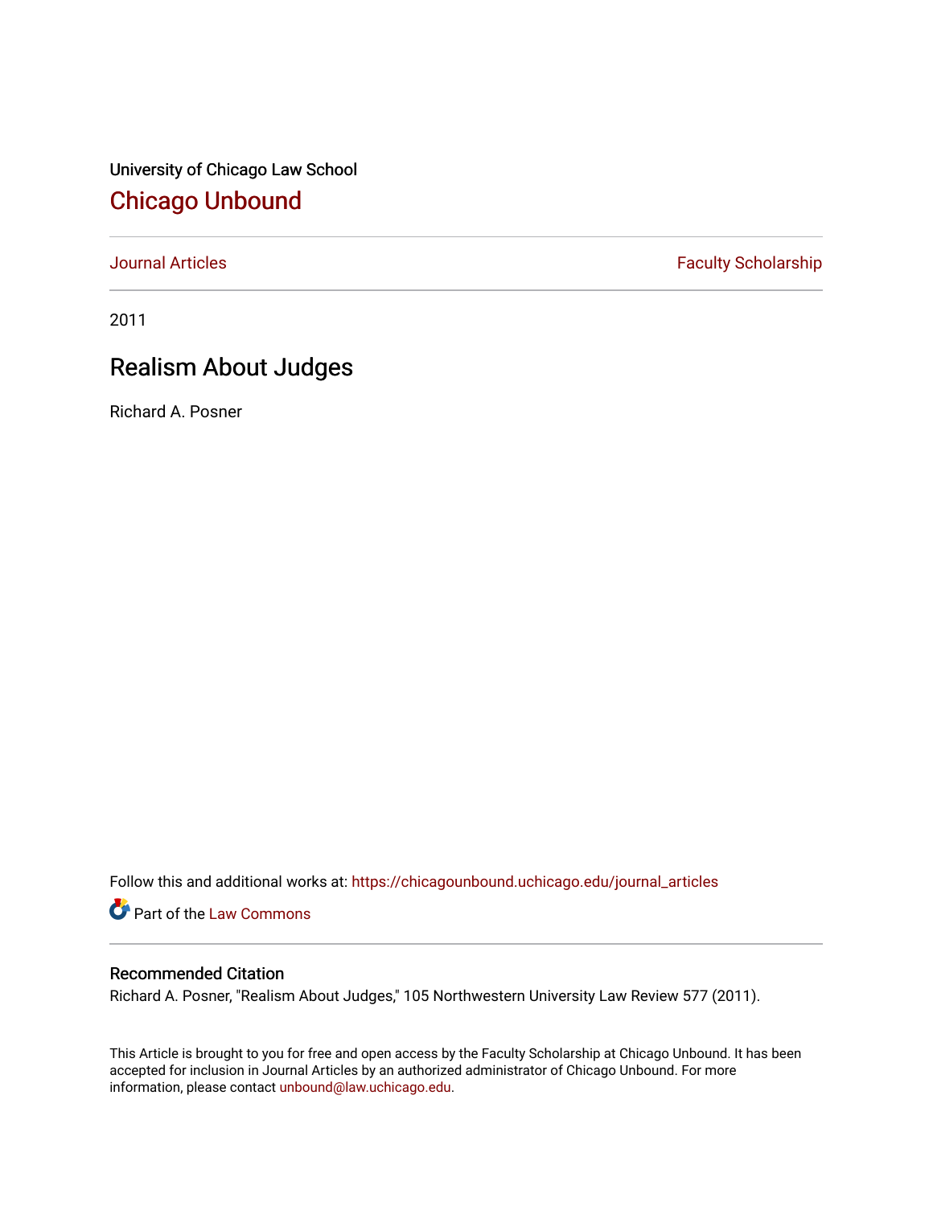University of Chicago Law School

# Chicago Unbound

Journal Articles | Faculty Scholarship

2011

## Realism About Judges

Richard A. Posner

Follow this and additional works at: https://chicagounbound.uchicago.edu/journal_articles

Part of the Law Commons

### Recommended Citation

Richard A. Posner, "Realism About Judges," 105 Northwestern University Law Review 577 (2011).

This Article is brought to you for free and open access by the Faculty Scholarship at Chicago Unbound. It has been accepted for inclusion in Journal Articles by an authorized administrator of Chicago Unbound. For more information, please contact unbound@law.uchicago.edu.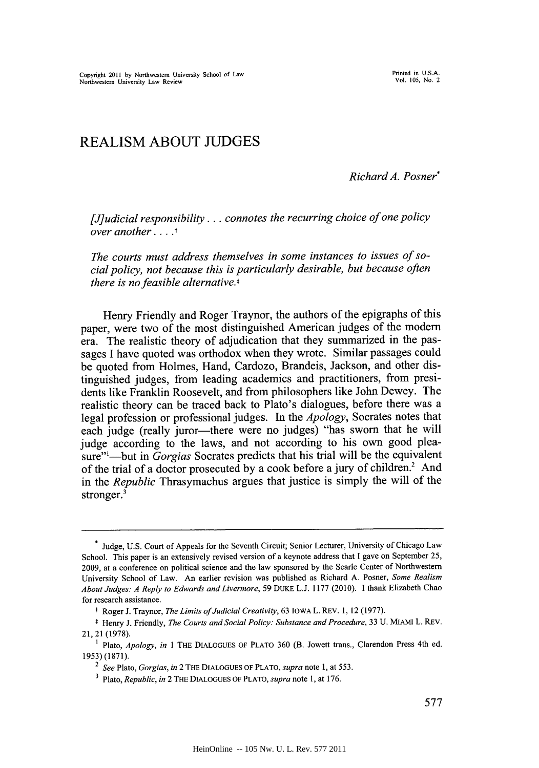# REALISM ABOUT JUDGES

*Richard A. Posner*\*

> *[J]udicial responsibility . . . connotes the recurring choice of one policy over another . . . .*†
>
> *The courts must address themselves in some instances to issues of social policy, not because this is particularly desirable, but because often there is no feasible alternative.*‡

Henry Friendly and Roger Traynor, the authors of the epigraphs of this paper, were two of the most distinguished American judges of the modern era. The realistic theory of adjudication that they summarized in the passages I have quoted was orthodox when they wrote. Similar passages could be quoted from Holmes, Hand, Cardozo, Brandeis, Jackson, and other distinguished judges, from leading academics and practitioners, from presidents like Franklin Roosevelt, and from philosophers like John Dewey. The realistic theory can be traced back to Plato's dialogues, before there was a legal profession or professional judges. In the *Apology*, Socrates notes that each judge (really juror—there were no judges) "has sworn that he will judge according to the laws, and not according to his own good pleasure"[1]—but in *Gorgias* Socrates predicts that his trial will be the equivalent of the trial of a doctor prosecuted by a cook before a jury of children.[2] And in the *Republic* Thrasymachus argues that justice is simply the will of the stronger.[3]

---

\* Judge, U.S. Court of Appeals for the Seventh Circuit; Senior Lecturer, University of Chicago Law School. This paper is an extensively revised version of a keynote address that I gave on September 25, 2009, at a conference on political science and the law sponsored by the Searle Center of Northwestern University School of Law. An earlier revision was published as Richard A. Posner, *Some Realism About Judges: A Reply to Edwards and Livermore*, 59 DUKE L.J. 1177 (2010). I thank Elizabeth Chao for research assistance.

† Roger J. Traynor, *The Limits of Judicial Creativity*, 63 IOWA L. REV. 1, 12 (1977).

‡ Henry J. Friendly, *The Courts and Social Policy: Substance and Procedure*, 33 U. MIAMI L. REV. 21, 21 (1978).

[1] Plato, *Apology*, *in* 1 THE DIALOGUES OF PLATO 360 (B. Jowett trans., Clarendon Press 4th ed. 1953) (1871).

[2] *See* Plato, *Gorgias*, *in* 2 THE DIALOGUES OF PLATO, *supra* note 1, at 553.

[3] Plato, *Republic*, *in* 2 THE DIALOGUES OF PLATO, *supra* note 1, at 176.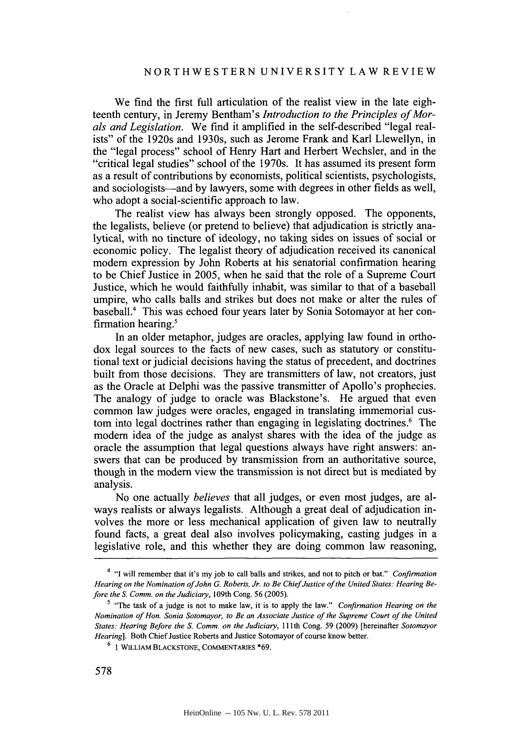We find the first full articulation of the realist view in the late eighteenth century, in Jeremy Bentham's *Introduction to the Principles of Morals and Legislation*. We find it amplified in the self-described "legal realists" of the 1920s and 1930s, such as Jerome Frank and Karl Llewellyn, in the "legal process" school of Henry Hart and Herbert Wechsler, and in the "critical legal studies" school of the 1970s. It has assumed its present form as a result of contributions by economists, political scientists, psychologists, and sociologists—and by lawyers, some with degrees in other fields as well, who adopt a social-scientific approach to law.

The realist view has always been strongly opposed. The opponents, the legalists, believe (or pretend to believe) that adjudication is strictly analytical, with no tincture of ideology, no taking sides on issues of social or economic policy. The legalist theory of adjudication received its canonical modern expression by John Roberts at his senatorial confirmation hearing to be Chief Justice in 2005, when he said that the role of a Supreme Court Justice, which he would faithfully inhabit, was similar to that of a baseball umpire, who calls balls and strikes but does not make or alter the rules of baseball.[4] This was echoed four years later by Sonia Sotomayor at her confirmation hearing.[5]

In an older metaphor, judges are oracles, applying law found in orthodox legal sources to the facts of new cases, such as statutory or constitutional text or judicial decisions having the status of precedent, and doctrines built from those decisions. They are transmitters of law, not creators, just as the Oracle at Delphi was the passive transmitter of Apollo's prophecies. The analogy of judge to oracle was Blackstone's. He argued that even common law judges were oracles, engaged in translating immemorial custom into legal doctrines rather than engaging in legislating doctrines.[6] The modern idea of the judge as analyst shares with the idea of the judge as oracle the assumption that legal questions always have right answers: answers that can be produced by transmission from an authoritative source, though in the modern view the transmission is not direct but is mediated by analysis.

No one actually *believes* that all judges, or even most judges, are always realists or always legalists. Although a great deal of adjudication involves the more or less mechanical application of given law to neutrally found facts, a great deal also involves policymaking, casting judges in a legislative role, and this whether they are doing common law reasoning,

---

[4] "I will remember that it's my job to call balls and strikes, and not to pitch or bat." *Confirmation Hearing on the Nomination of John G. Roberts, Jr. to Be Chief Justice of the United States: Hearing Before the S. Comm. on the Judiciary*, 109th Cong. 56 (2005).

[5] "The task of a judge is not to make law, it is to apply the law." *Confirmation Hearing on the Nomination of Hon. Sonia Sotomayor, to Be an Associate Justice of the Supreme Court of the United States: Hearing Before the S. Comm. on the Judiciary*, 111th Cong. 59 (2009) [hereinafter *Sotomayor Hearing*]. Both Chief Justice Roberts and Justice Sotomayor of course know better.

[6] 1 WILLIAM BLACKSTONE, COMMENTARIES *69.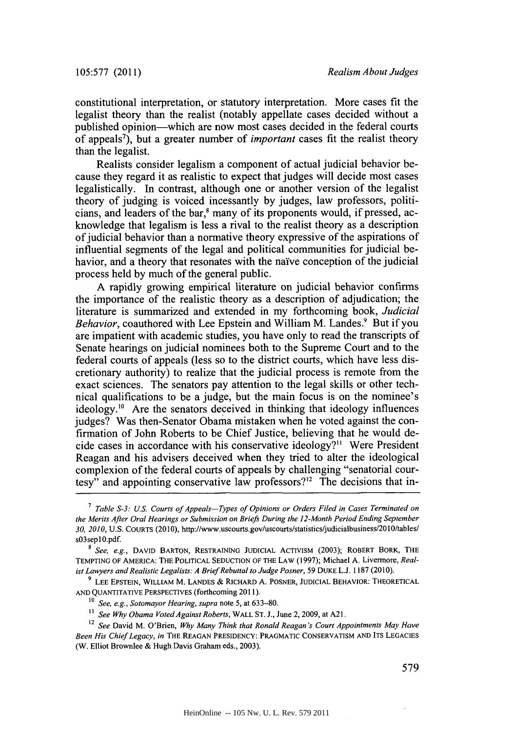constitutional interpretation, or statutory interpretation. More cases fit the legalist theory than the realist (notably appellate cases decided without a published opinion—which are now most cases decided in the federal courts of appeals[7]), but a greater number of *important* cases fit the realist theory than the legalist.

Realists consider legalism a component of actual judicial behavior because they regard it as realistic to expect that judges will decide most cases legalistically. In contrast, although one or another version of the legalist theory of judging is voiced incessantly by judges, law professors, politicians, and leaders of the bar,[8] many of its proponents would, if pressed, acknowledge that legalism is less a rival to the realist theory as a description of judicial behavior than a normative theory expressive of the aspirations of influential segments of the legal and political communities for judicial behavior, and a theory that resonates with the naïve conception of the judicial process held by much of the general public.

A rapidly growing empirical literature on judicial behavior confirms the importance of the realistic theory as a description of adjudication; the literature is summarized and extended in my forthcoming book, *Judicial Behavior*, coauthored with Lee Epstein and William M. Landes.[9] But if you are impatient with academic studies, you have only to read the transcripts of Senate hearings on judicial nominees both to the Supreme Court and to the federal courts of appeals (less so to the district courts, which have less discretionary authority) to realize that the judicial process is remote from the exact sciences. The senators pay attention to the legal skills or other technical qualifications to be a judge, but the main focus is on the nominee's ideology.[10] Are the senators deceived in thinking that ideology influences judges? Was then-Senator Obama mistaken when he voted against the confirmation of John Roberts to be Chief Justice, believing that he would decide cases in accordance with his conservative ideology?[11] Were President Reagan and his advisers deceived when they tried to alter the ideological complexion of the federal courts of appeals by challenging "senatorial courtesy" and appointing conservative law professors?[12] The decisions that in-

---

[7] *Table S-3: U.S. Courts of Appeals—Types of Opinions or Orders Filed in Cases Terminated on the Merits After Oral Hearings or Submission on Briefs During the 12-Month Period Ending September 30, 2010*, U.S. COURTS (2010), http://www.uscourts.gov/uscourts/statistics/judicialbusiness/2010/tables/s03sep10.pdf.

[8] *See, e.g.*, DAVID BARTON, RESTRAINING JUDICIAL ACTIVISM (2003); ROBERT BORK, THE TEMPTING OF AMERICA: THE POLITICAL SEDUCTION OF THE LAW (1997); Michael A. Livermore, *Realist Lawyers and Realistic Legalists: A Brief Rebuttal to Judge Posner*, 59 DUKE L.J. 1187 (2010).

[9] LEE EPSTEIN, WILLIAM M. LANDES & RICHARD A. POSNER, JUDICIAL BEHAVIOR: THEORETICAL AND QUANTITATIVE PERSPECTIVES (forthcoming 2011).

[10] *See, e.g.*, *Sotomayor Hearing*, *supra* note 5, at 633–80.

[11] *See Why Obama Voted Against Roberts*, WALL ST. J., June 2, 2009, at A21.

[12] *See* David M. O'Brien, *Why Many Think that Ronald Reagan's Court Appointments May Have Been His Chief Legacy*, *in* THE REAGAN PRESIDENCY: PRAGMATIC CONSERVATISM AND ITS LEGACIES (W. Elliot Brownlee & Hugh Davis Graham eds., 2003).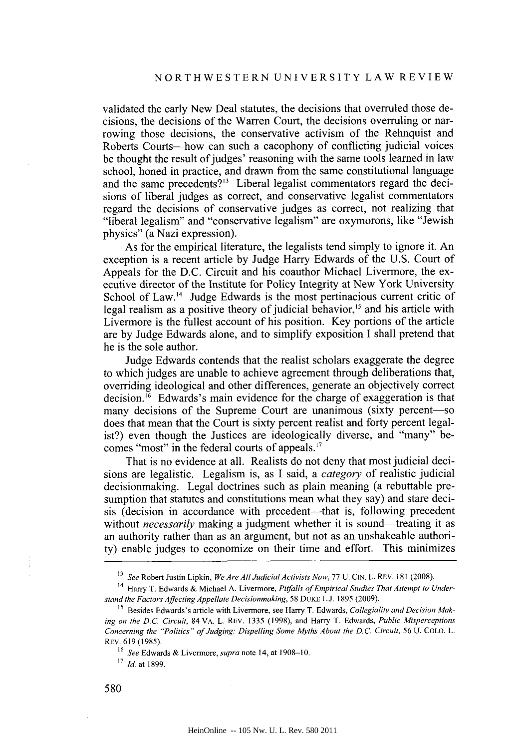validated the early New Deal statutes, the decisions that overruled those decisions, the decisions of the Warren Court, the decisions overruling or narrowing those decisions, the conservative activism of the Rehnquist and Roberts Courts—how can such a cacophony of conflicting judicial voices be thought the result of judges' reasoning with the same tools learned in law school, honed in practice, and drawn from the same constitutional language and the same precedents?[13] Liberal legalist commentators regard the decisions of liberal judges as correct, and conservative legalist commentators regard the decisions of conservative judges as correct, not realizing that "liberal legalism" and "conservative legalism" are oxymorons, like "Jewish physics" (a Nazi expression).

As for the empirical literature, the legalists tend simply to ignore it. An exception is a recent article by Judge Harry Edwards of the U.S. Court of Appeals for the D.C. Circuit and his coauthor Michael Livermore, the executive director of the Institute for Policy Integrity at New York University School of Law.[14] Judge Edwards is the most pertinacious current critic of legal realism as a positive theory of judicial behavior,[15] and his article with Livermore is the fullest account of his position. Key portions of the article are by Judge Edwards alone, and to simplify exposition I shall pretend that he is the sole author.

Judge Edwards contends that the realist scholars exaggerate the degree to which judges are unable to achieve agreement through deliberations that, overriding ideological and other differences, generate an objectively correct decision.[16] Edwards's main evidence for the charge of exaggeration is that many decisions of the Supreme Court are unanimous (sixty percent—so does that mean that the Court is sixty percent realist and forty percent legalist?) even though the Justices are ideologically diverse, and "many" becomes "most" in the federal courts of appeals.[17]

That is no evidence at all. Realists do not deny that most judicial decisions are legalistic. Legalism is, as I said, a *category* of realistic judicial decisionmaking. Legal doctrines such as plain meaning (a rebuttable presumption that statutes and constitutions mean what they say) and stare decisis (decision in accordance with precedent—that is, following precedent without *necessarily* making a judgment whether it is sound—treating it as an authority rather than as an argument, but not as an unshakeable authority) enable judges to economize on their time and effort. This minimizes

---

[13] *See* Robert Justin Lipkin, *We Are All Judicial Activists Now*, 77 U. CIN. L. REV. 181 (2008).

[14] Harry T. Edwards & Michael A. Livermore, *Pitfalls of Empirical Studies That Attempt to Understand the Factors Affecting Appellate Decisionmaking*, 58 DUKE L.J. 1895 (2009).

[15] Besides Edwards's article with Livermore, see Harry T. Edwards, *Collegiality and Decision Making on the D.C. Circuit*, 84 VA. L. REV. 1335 (1998), and Harry T. Edwards, *Public Misperceptions Concerning the "Politics" of Judging: Dispelling Some Myths About the D.C. Circuit*, 56 U. COLO. L. REV. 619 (1985).

[16] *See* Edwards & Livermore, *supra* note 14, at 1908–10.

[17] *Id.* at 1899.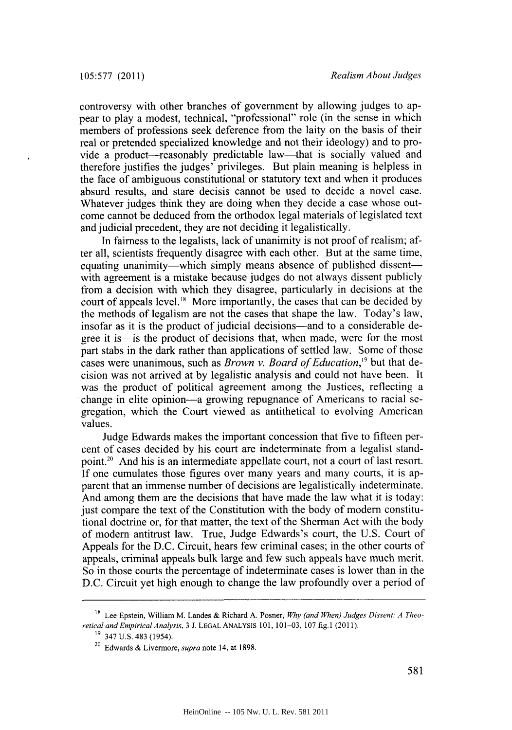controversy with other branches of government by allowing judges to appear to play a modest, technical, "professional" role (in the sense in which members of professions seek deference from the laity on the basis of their real or pretended specialized knowledge and not their ideology) and to provide a product—reasonably predictable law—that is socially valued and therefore justifies the judges' privileges. But plain meaning is helpless in the face of ambiguous constitutional or statutory text and when it produces absurd results, and stare decisis cannot be used to decide a novel case. Whatever judges think they are doing when they decide a case whose outcome cannot be deduced from the orthodox legal materials of legislated text and judicial precedent, they are not deciding it legalistically.

In fairness to the legalists, lack of unanimity is not proof of realism; after all, scientists frequently disagree with each other. But at the same time, equating unanimity—which simply means absence of published dissent—with agreement is a mistake because judges do not always dissent publicly from a decision with which they disagree, particularly in decisions at the court of appeals level.[18] More importantly, the cases that can be decided by the methods of legalism are not the cases that shape the law. Today's law, insofar as it is the product of judicial decisions—and to a considerable degree it is—is the product of decisions that, when made, were for the most part stabs in the dark rather than applications of settled law. Some of those cases were unanimous, such as *Brown v. Board of Education*,[19] but that decision was not arrived at by legalistic analysis and could not have been. It was the product of political agreement among the Justices, reflecting a change in elite opinion—a growing repugnance of Americans to racial segregation, which the Court viewed as antithetical to evolving American values.

Judge Edwards makes the important concession that five to fifteen percent of cases decided by his court are indeterminate from a legalist standpoint.[20] And his is an intermediate appellate court, not a court of last resort. If one cumulates those figures over many years and many courts, it is apparent that an immense number of decisions are legalistically indeterminate. And among them are the decisions that have made the law what it is today: just compare the text of the Constitution with the body of modern constitutional doctrine or, for that matter, the text of the Sherman Act with the body of modern antitrust law. True, Judge Edwards's court, the U.S. Court of Appeals for the D.C. Circuit, hears few criminal cases; in the other courts of appeals, criminal appeals bulk large and few such appeals have much merit. So in those courts the percentage of indeterminate cases is lower than in the D.C. Circuit yet high enough to change the law profoundly over a period of

---

[18] Lee Epstein, William M. Landes & Richard A. Posner, *Why (and When) Judges Dissent: A Theoretical and Empirical Analysis*, 3 J. LEGAL ANALYSIS 101, 101–03, 107 fig.1 (2011).

[19] 347 U.S. 483 (1954).

[20] Edwards & Livermore, *supra* note 14, at 1898.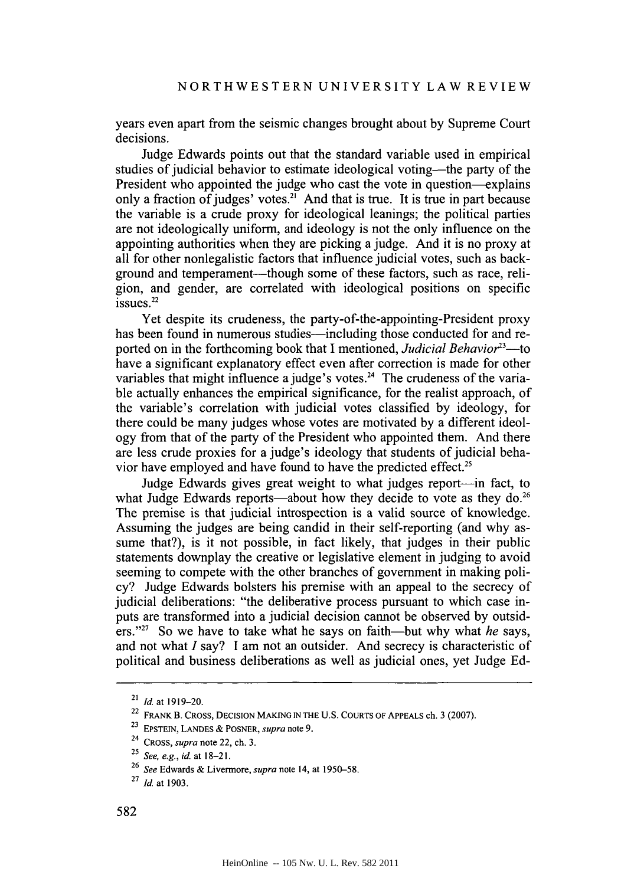years even apart from the seismic changes brought about by Supreme Court decisions.

Judge Edwards points out that the standard variable used in empirical studies of judicial behavior to estimate ideological voting—the party of the President who appointed the judge who cast the vote in question—explains only a fraction of judges' votes.[21] And that is true. It is true in part because the variable is a crude proxy for ideological leanings; the political parties are not ideologically uniform, and ideology is not the only influence on the appointing authorities when they are picking a judge. And it is no proxy at all for other nonlegalistic factors that influence judicial votes, such as background and temperament—though some of these factors, such as race, religion, and gender, are correlated with ideological positions on specific issues.[22]

Yet despite its crudeness, the party-of-the-appointing-President proxy has been found in numerous studies—including those conducted for and reported on in the forthcoming book that I mentioned, *Judicial Behavior*[23]—to have a significant explanatory effect even after correction is made for other variables that might influence a judge's votes.[24] The crudeness of the variable actually enhances the empirical significance, for the realist approach, of the variable's correlation with judicial votes classified by ideology, for there could be many judges whose votes are motivated by a different ideology from that of the party of the President who appointed them. And there are less crude proxies for a judge's ideology that students of judicial behavior have employed and have found to have the predicted effect.[25]

Judge Edwards gives great weight to what judges report—in fact, to what Judge Edwards reports—about how they decide to vote as they do.[26] The premise is that judicial introspection is a valid source of knowledge. Assuming the judges are being candid in their self-reporting (and why assume that?), is it not possible, in fact likely, that judges in their public statements downplay the creative or legislative element in judging to avoid seeming to compete with the other branches of government in making policy? Judge Edwards bolsters his premise with an appeal to the secrecy of judicial deliberations: "the deliberative process pursuant to which case inputs are transformed into a judicial decision cannot be observed by outsiders."[27] So we have to take what he says on faith—but why what *he* says, and not what *I* say? I am not an outsider. And secrecy is characteristic of political and business deliberations as well as judicial ones, yet Judge Ed-

---

[21] *Id.* at 1919–20.

[22] FRANK B. CROSS, DECISION MAKING IN THE U.S. COURTS OF APPEALS ch. 3 (2007).

[23] EPSTEIN, LANDES & POSNER, *supra* note 9.

[24] CROSS, *supra* note 22, ch. 3.

[25] *See, e.g., id.* at 18–21.

[26] *See* Edwards & Livermore, *supra* note 14, at 1950–58.

[27] *Id.* at 1903.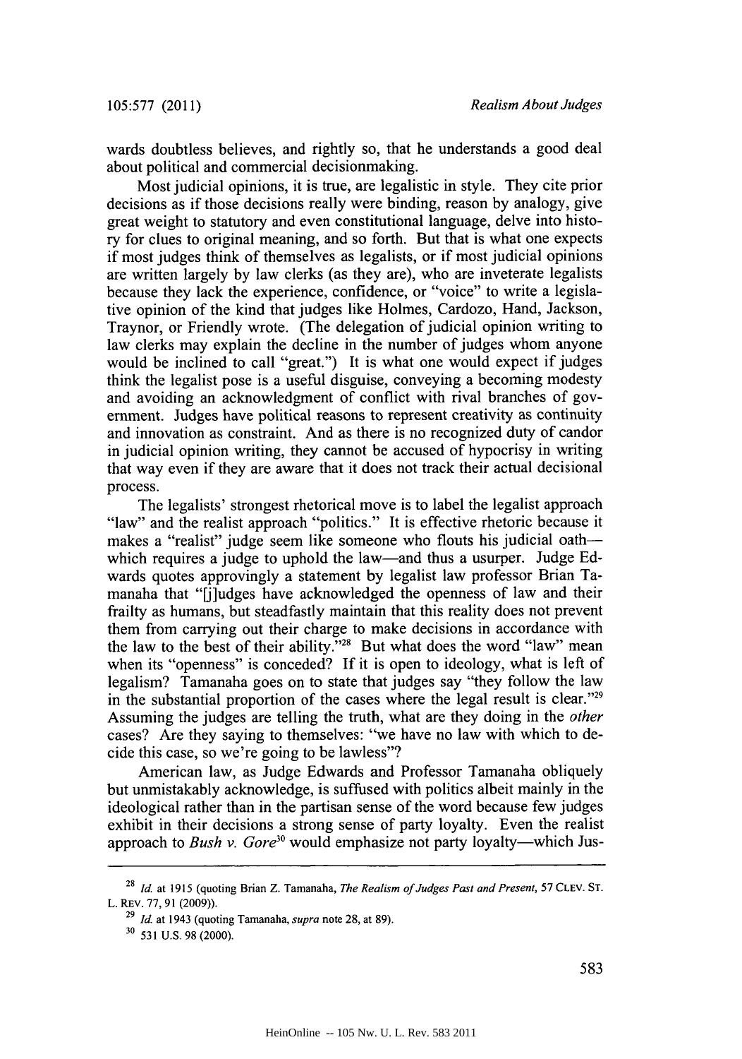wards doubtless believes, and rightly so, that he understands a good deal about political and commercial decisionmaking.

Most judicial opinions, it is true, are legalistic in style. They cite prior decisions as if those decisions really were binding, reason by analogy, give great weight to statutory and even constitutional language, delve into history for clues to original meaning, and so forth. But that is what one expects if most judges think of themselves as legalists, or if most judicial opinions are written largely by law clerks (as they are), who are inveterate legalists because they lack the experience, confidence, or "voice" to write a legislative opinion of the kind that judges like Holmes, Cardozo, Hand, Jackson, Traynor, or Friendly wrote. (The delegation of judicial opinion writing to law clerks may explain the decline in the number of judges whom anyone would be inclined to call "great.") It is what one would expect if judges think the legalist pose is a useful disguise, conveying a becoming modesty and avoiding an acknowledgment of conflict with rival branches of government. Judges have political reasons to represent creativity as continuity and innovation as constraint. And as there is no recognized duty of candor in judicial opinion writing, they cannot be accused of hypocrisy in writing that way even if they are aware that it does not track their actual decisional process.

The legalists' strongest rhetorical move is to label the legalist approach "law" and the realist approach "politics." It is effective rhetoric because it makes a "realist" judge seem like someone who flouts his judicial oath—which requires a judge to uphold the law—and thus a usurper. Judge Edwards quotes approvingly a statement by legalist law professor Brian Tamanaha that "[j]udges have acknowledged the openness of law and their frailty as humans, but steadfastly maintain that this reality does not prevent them from carrying out their charge to make decisions in accordance with the law to the best of their ability."[28] But what does the word "law" mean when its "openness" is conceded? If it is open to ideology, what is left of legalism? Tamanaha goes on to state that judges say "they follow the law in the substantial proportion of the cases where the legal result is clear."[29] Assuming the judges are telling the truth, what are they doing in the *other* cases? Are they saying to themselves: "we have no law with which to decide this case, so we're going to be lawless"?

American law, as Judge Edwards and Professor Tamanaha obliquely but unmistakably acknowledge, is suffused with politics albeit mainly in the ideological rather than in the partisan sense of the word because few judges exhibit in their decisions a strong sense of party loyalty. Even the realist approach to *Bush v. Gore*[30] would emphasize not party loyalty—which Jus-

---

[28] *Id.* at 1915 (quoting Brian Z. Tamanaha, *The Realism of Judges Past and Present*, 57 CLEV. ST. L. REV. 77, 91 (2009)).

[29] *Id.* at 1943 (quoting Tamanaha, *supra* note 28, at 89).

[30] 531 U.S. 98 (2000).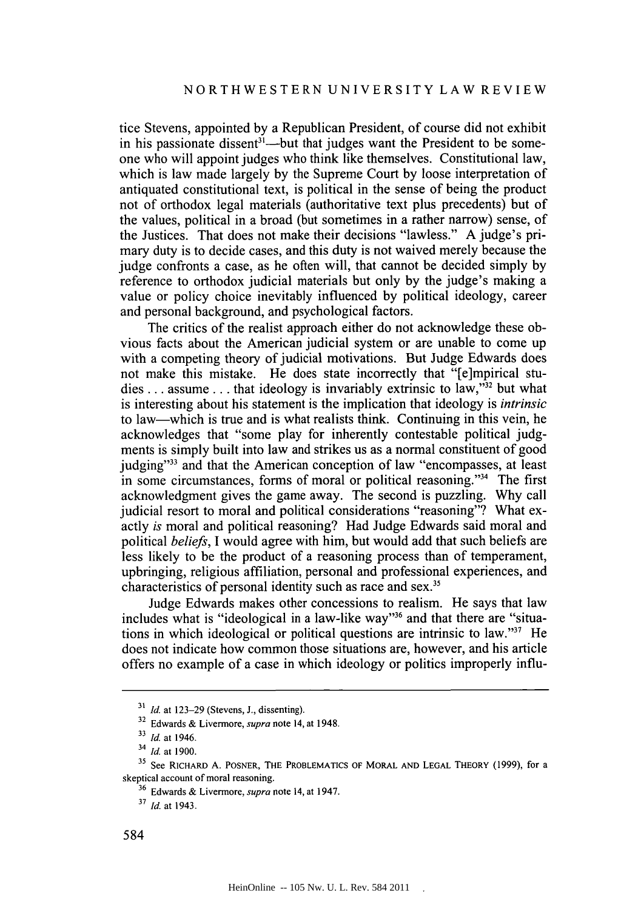tice Stevens, appointed by a Republican President, of course did not exhibit in his passionate dissent[31]—but that judges want the President to be someone who will appoint judges who think like themselves. Constitutional law, which is law made largely by the Supreme Court by loose interpretation of antiquated constitutional text, is political in the sense of being the product not of orthodox legal materials (authoritative text plus precedents) but of the values, political in a broad (but sometimes in a rather narrow) sense, of the Justices. That does not make their decisions "lawless." A judge's primary duty is to decide cases, and this duty is not waived merely because the judge confronts a case, as he often will, that cannot be decided simply by reference to orthodox judicial materials but only by the judge's making a value or policy choice inevitably influenced by political ideology, career and personal background, and psychological factors.

The critics of the realist approach either do not acknowledge these obvious facts about the American judicial system or are unable to come up with a competing theory of judicial motivations. But Judge Edwards does not make this mistake. He does state incorrectly that "[e]mpirical studies . . . assume . . . that ideology is invariably extrinsic to law,"[32] but what is interesting about his statement is the implication that ideology is *intrinsic* to law—which is true and is what realists think. Continuing in this vein, he acknowledges that "some play for inherently contestable political judgments is simply built into law and strikes us as a normal constituent of good judging"[33] and that the American conception of law "encompasses, at least in some circumstances, forms of moral or political reasoning."[34] The first acknowledgment gives the game away. The second is puzzling. Why call judicial resort to moral and political considerations "reasoning"? What exactly *is* moral and political reasoning? Had Judge Edwards said moral and political *beliefs*, I would agree with him, but would add that such beliefs are less likely to be the product of a reasoning process than of temperament, upbringing, religious affiliation, personal and professional experiences, and characteristics of personal identity such as race and sex.[35]

Judge Edwards makes other concessions to realism. He says that law includes what is "ideological in a law-like way"[36] and that there are "situations in which ideological or political questions are intrinsic to law."[37] He does not indicate how common those situations are, however, and his article offers no example of a case in which ideology or politics improperly influ-

---

[31] *Id.* at 123–29 (Stevens, J., dissenting).

[32] Edwards & Livermore, *supra* note 14, at 1948.

[33] *Id.* at 1946.

[34] *Id.* at 1900.

[35] See RICHARD A. POSNER, THE PROBLEMATICS OF MORAL AND LEGAL THEORY (1999), for a skeptical account of moral reasoning.

[36] Edwards & Livermore, *supra* note 14, at 1947.

[37] *Id.* at 1943.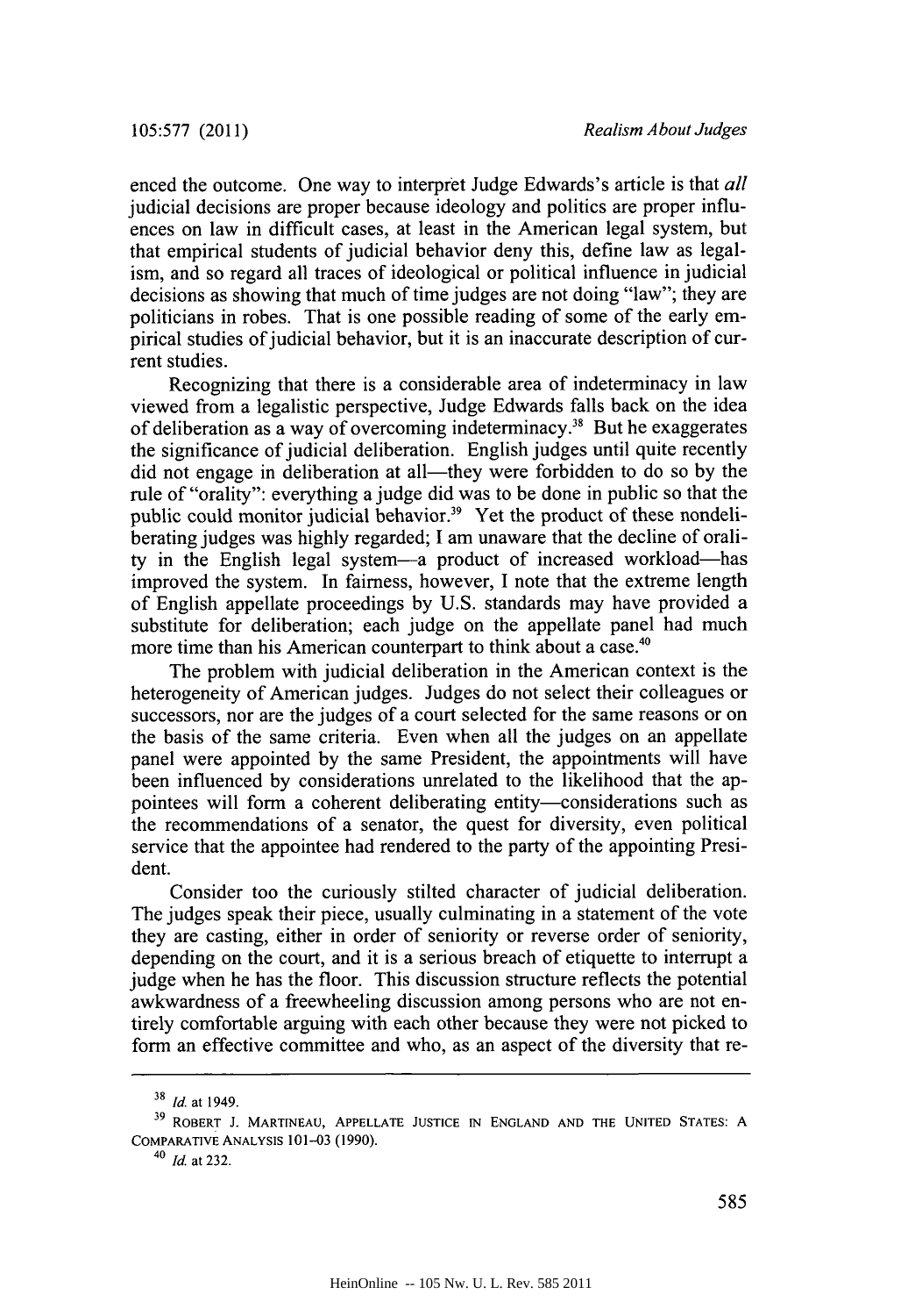enced the outcome. One way to interpret Judge Edwards's article is that *all* judicial decisions are proper because ideology and politics are proper influences on law in difficult cases, at least in the American legal system, but that empirical students of judicial behavior deny this, define law as legalism, and so regard all traces of ideological or political influence in judicial decisions as showing that much of time judges are not doing "law"; they are politicians in robes. That is one possible reading of some of the early empirical studies of judicial behavior, but it is an inaccurate description of current studies.

Recognizing that there is a considerable area of indeterminacy in law viewed from a legalistic perspective, Judge Edwards falls back on the idea of deliberation as a way of overcoming indeterminacy.[38] But he exaggerates the significance of judicial deliberation. English judges until quite recently did not engage in deliberation at all—they were forbidden to do so by the rule of "orality": everything a judge did was to be done in public so that the public could monitor judicial behavior.[39] Yet the product of these nondeliberating judges was highly regarded; I am unaware that the decline of orality in the English legal system—a product of increased workload—has improved the system. In fairness, however, I note that the extreme length of English appellate proceedings by U.S. standards may have provided a substitute for deliberation; each judge on the appellate panel had much more time than his American counterpart to think about a case.[40]

The problem with judicial deliberation in the American context is the heterogeneity of American judges. Judges do not select their colleagues or successors, nor are the judges of a court selected for the same reasons or on the basis of the same criteria. Even when all the judges on an appellate panel were appointed by the same President, the appointments will have been influenced by considerations unrelated to the likelihood that the appointees will form a coherent deliberating entity—considerations such as the recommendations of a senator, the quest for diversity, even political service that the appointee had rendered to the party of the appointing President.

Consider too the curiously stilted character of judicial deliberation. The judges speak their piece, usually culminating in a statement of the vote they are casting, either in order of seniority or reverse order of seniority, depending on the court, and it is a serious breach of etiquette to interrupt a judge when he has the floor. This discussion structure reflects the potential awkwardness of a freewheeling discussion among persons who are not entirely comfortable arguing with each other because they were not picked to form an effective committee and who, as an aspect of the diversity that re-

---

[38] *Id.* at 1949.

[39] ROBERT J. MARTINEAU, APPELLATE JUSTICE IN ENGLAND AND THE UNITED STATES: A COMPARATIVE ANALYSIS 101–03 (1990).

[40] *Id.* at 232.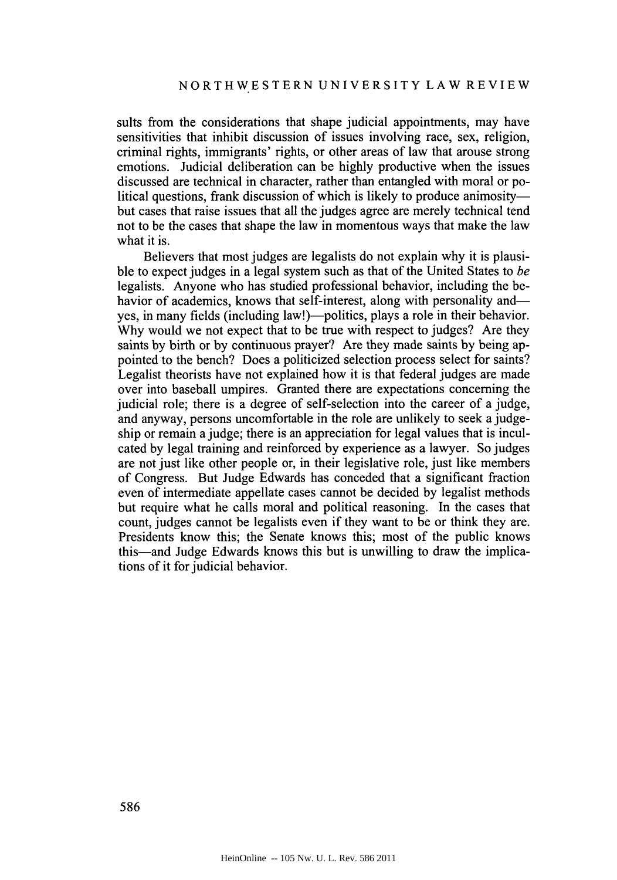sults from the considerations that shape judicial appointments, may have sensitivities that inhibit discussion of issues involving race, sex, religion, criminal rights, immigrants' rights, or other areas of law that arouse strong emotions. Judicial deliberation can be highly productive when the issues discussed are technical in character, rather than entangled with moral or political questions, frank discussion of which is likely to produce animosity—but cases that raise issues that all the judges agree are merely technical tend not to be the cases that shape the law in momentous ways that make the law what it is.

Believers that most judges are legalists do not explain why it is plausible to expect judges in a legal system such as that of the United States to *be* legalists. Anyone who has studied professional behavior, including the behavior of academics, knows that self-interest, along with personality and—yes, in many fields (including law!)—politics, plays a role in their behavior. Why would we not expect that to be true with respect to judges? Are they saints by birth or by continuous prayer? Are they made saints by being appointed to the bench? Does a politicized selection process select for saints? Legalist theorists have not explained how it is that federal judges are made over into baseball umpires. Granted there are expectations concerning the judicial role; there is a degree of self-selection into the career of a judge, and anyway, persons uncomfortable in the role are unlikely to seek a judgeship or remain a judge; there is an appreciation for legal values that is inculcated by legal training and reinforced by experience as a lawyer. So judges are not just like other people or, in their legislative role, just like members of Congress. But Judge Edwards has conceded that a significant fraction even of intermediate appellate cases cannot be decided by legalist methods but require what he calls moral and political reasoning. In the cases that count, judges cannot be legalists even if they want to be or think they are. Presidents know this; the Senate knows this; most of the public knows this—and Judge Edwards knows this but is unwilling to draw the implications of it for judicial behavior.